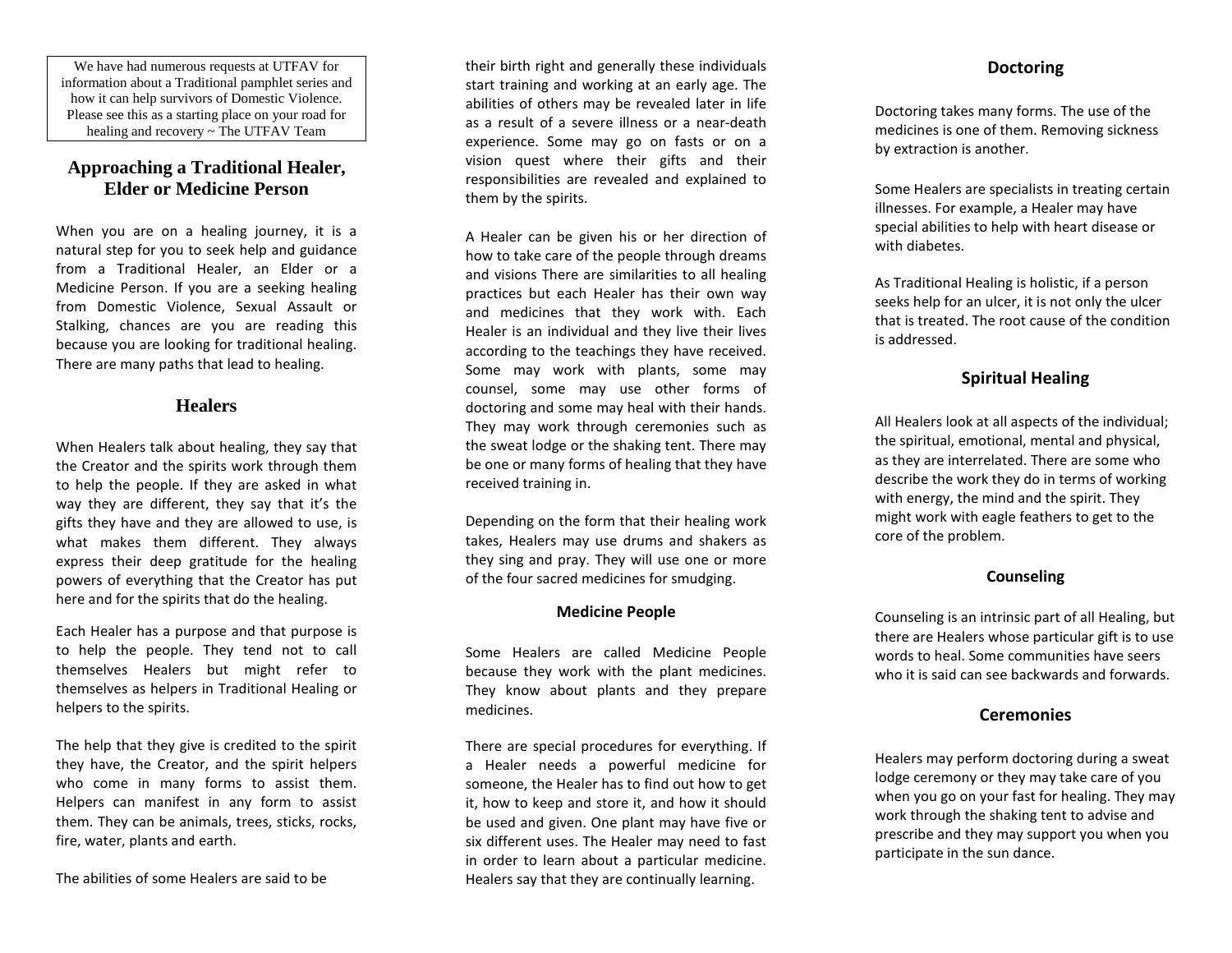We have had numerous requests at UTFAV for information about a Traditional pamphlet series and how it can help survivors of Domestic Violence. Please see this as a starting place on your road for healing and recovery ~ The UTFAV Team

# Approaching a Traditional Healer, Elder or Medicine Person

When you are on a healing journey, it is a natural step for you to seek help and guidance from a Traditional Healer, an Elder or a Medicine Person. If you are a seeking healing from Domestic Violence, Sexual Assault or Stalking, chances are you are reading this because you are looking for traditional healing. There are many paths that lead to healing.

## Healers

When Healers talk about healing, they say that the Creator and the spirits work through them to help the people. If they are asked in what way they are different, they say that it's the gifts they have and they are allowed to use, is what makes them different. They always express their deep gratitude for the healing powers of everything that the Creator has put here and for the spirits that do the healing.

Each Healer has a purpose and that purpose is to help the people. They tend not to call themselves Healers but might refer to themselves as helpers in Traditional Healing or helpers to the spirits.

The help that they give is credited to the spirit they have, the Creator, and the spirit helpers who come in many forms to assist them. Helpers can manifest in any form to assist them. They can be animals, trees, sticks, rocks, fire, water, plants and earth.

The abilities of some Healers are said to be their birth right and generally these individuals start training and working at an early age. The abilities of others may be revealed later in life as a result of a severe illness or a near-death experience. Some may go on fasts or on a vision quest where their gifts and their responsibilities are revealed and explained to them by the spirits.

A Healer can be given his or her direction of how to take care of the people through dreams and visions There are similarities to all healing practices but each Healer has their own way and medicines that they work with. Each Healer is an individual and they live their lives according to the teachings they have received. Some may work with plants, some may counsel, some may use other forms of doctoring and some may heal with their hands. They may work through ceremonies such as the sweat lodge or the shaking tent. There may be one or many forms of healing that they have received training in.

Depending on the form that their healing work takes, Healers may use drums and shakers as they sing and pray. They will use one or more of the four sacred medicines for smudging.

### Medicine People

Some Healers are called Medicine People because they work with the plant medicines. They know about plants and they prepare medicines.

There are special procedures for everything. If a Healer needs a powerful medicine for someone, the Healer has to find out how to get it, how to keep and store it, and how it should be used and given. One plant may have five or six different uses. The Healer may need to fast in order to learn about a particular medicine. Healers say that they are continually learning.

## Doctoring

Doctoring takes many forms. The use of the medicines is one of them. Removing sickness by extraction is another.

Some Healers are specialists in treating certain illnesses. For example, a Healer may have special abilities to help with heart disease or with diabetes.

As Traditional Healing is holistic, if a person seeks help for an ulcer, it is not only the ulcer that is treated. The root cause of the condition is addressed.

## Spiritual Healing

All Healers look at all aspects of the individual; the spiritual, emotional, mental and physical, as they are interrelated. There are some who describe the work they do in terms of working with energy, the mind and the spirit. They might work with eagle feathers to get to the core of the problem.

### Counseling

Counseling is an intrinsic part of all Healing, but there are Healers whose particular gift is to use words to heal. Some communities have seers who it is said can see backwards and forwards.

## Ceremonies

Healers may perform doctoring during a sweat lodge ceremony or they may take care of you when you go on your fast for healing. They may work through the shaking tent to advise and prescribe and they may support you when you participate in the sun dance.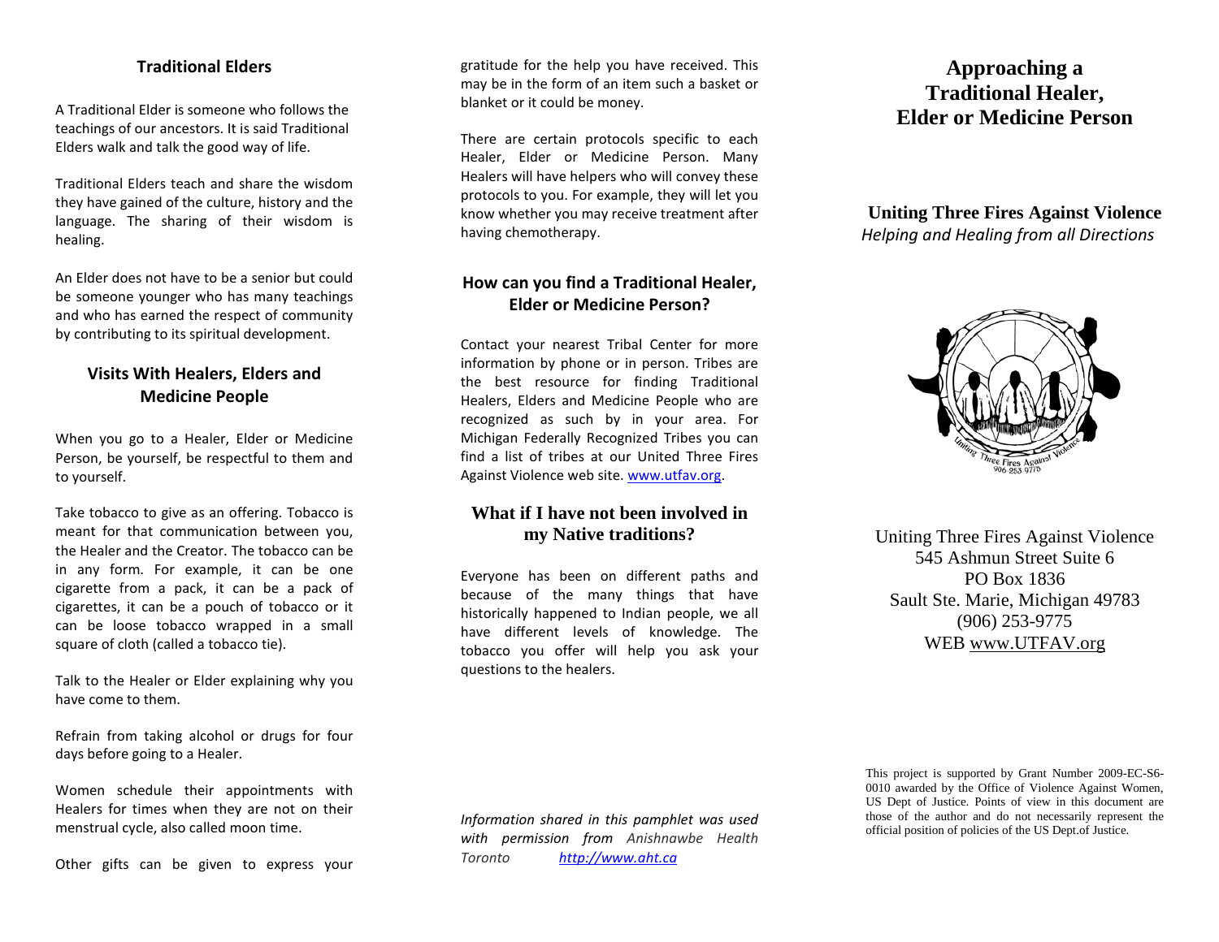## Traditional Elders

A Traditional Elder is someone who follows the teachings of our ancestors. It is said Traditional Elders walk and talk the good way of life.

Traditional Elders teach and share the wisdom they have gained of the culture, history and the language. The sharing of their wisdom is healing.

An Elder does not have to be a senior but could be someone younger who has many teachings and who has earned the respect of community by contributing to its spiritual development.

## Visits With Healers, Elders and Medicine People

When you go to a Healer, Elder or Medicine Person, be yourself, be respectful to them and to yourself.

Take tobacco to give as an offering. Tobacco is meant for that communication between you, the Healer and the Creator. The tobacco can be in any form. For example, it can be one cigarette from a pack, it can be a pack of cigarettes, it can be a pouch of tobacco or it can be loose tobacco wrapped in a small square of cloth (called a tobacco tie).

Talk to the Healer or Elder explaining why you have come to them.

Refrain from taking alcohol or drugs for four days before going to a Healer.

Women schedule their appointments with Healers for times when they are not on their menstrual cycle, also called moon time.

Other gifts can be given to express your gratitude for the help you have received. This may be in the form of an item such a basket or blanket or it could be money.

There are certain protocols specific to each Healer, Elder or Medicine Person. Many Healers will have helpers who will convey these protocols to you. For example, they will let you know whether you may receive treatment after having chemotherapy.

## How can you find a Traditional Healer, Elder or Medicine Person?

Contact your nearest Tribal Center for more information by phone or in person. Tribes are the best resource for finding Traditional Healers, Elders and Medicine People who are recognized as such by in your area. For Michigan Federally Recognized Tribes you can find a list of tribes at our United Three Fires Against Violence web site. www.utfav.org.

## What if I have not been involved in my Native traditions?

Everyone has been on different paths and because of the many things that have historically happened to Indian people, we all have different levels of knowledge. The tobacco you offer will help you ask your questions to the healers.

*Information shared in this pamphlet was used with permission from Anishnawbe Health Toronto* *http://www.aht.ca*

# Approaching a Traditional Healer, Elder or Medicine Person

**Uniting Three Fires Against Violence**
*Helping and Healing from all Directions*

Uniting Three Fires Against Violence
906-253-9775

Uniting Three Fires Against Violence
545 Ashmun Street Suite 6
PO Box 1836
Sault Ste. Marie, Michigan 49783
(906) 253-9775
WEB www.UTFAV.org

This project is supported by Grant Number 2009-EC-S6-0010 awarded by the Office of Violence Against Women, US Dept of Justice. Points of view in this document are those of the author and do not necessarily represent the official position of policies of the US Dept.of Justice.